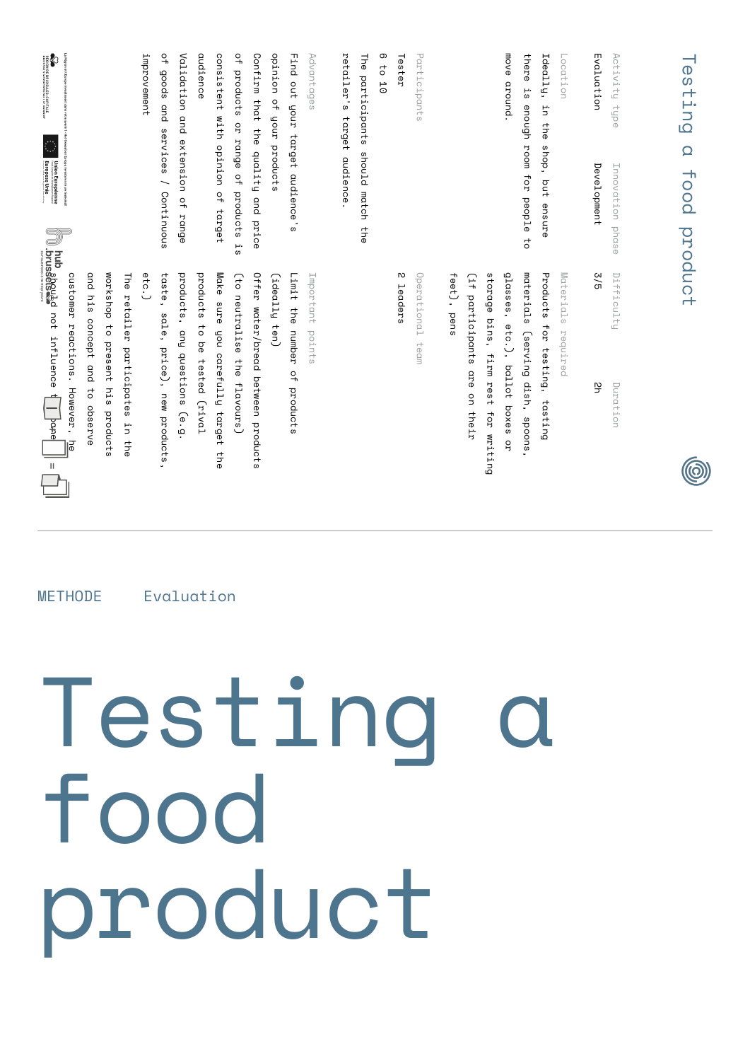METHODE Evaluation

# Testing a food product

## Testing a food product

Activity type
Evaluation

Innovation phase
Development

Difficulty
3/5

Duration
2h

Location
Ideally, in the shop, but ensure there is enough room for people to move around.

Materials required
Products for testing, tasting materials (serving dish, spoons, glasses, etc.), ballot boxes or storage bins, firm rest for writing (if participants are on their feet), pens

Participants
Tester
6 to 10
The participants should match the retailer's target audience.

Operational team
2 leaders

Advantages
Find out your target audience's opinion of your products
Confirm that the quality and price of products or range of products is consistent with opinion of target audience
Validation and extension of range of goods and services / Continuous improvement

Important points
Limit the number of products (ideally ten)
Offer water/bread between products (to neutralise the flavours)
Make sure you carefully target the products to be tested (rival products, any questions (e.g. taste, sale, price), new products, etc.)
The retailer participates in the workshop to present his products and his concept and to observe customer reactions. However, he should not influence the pane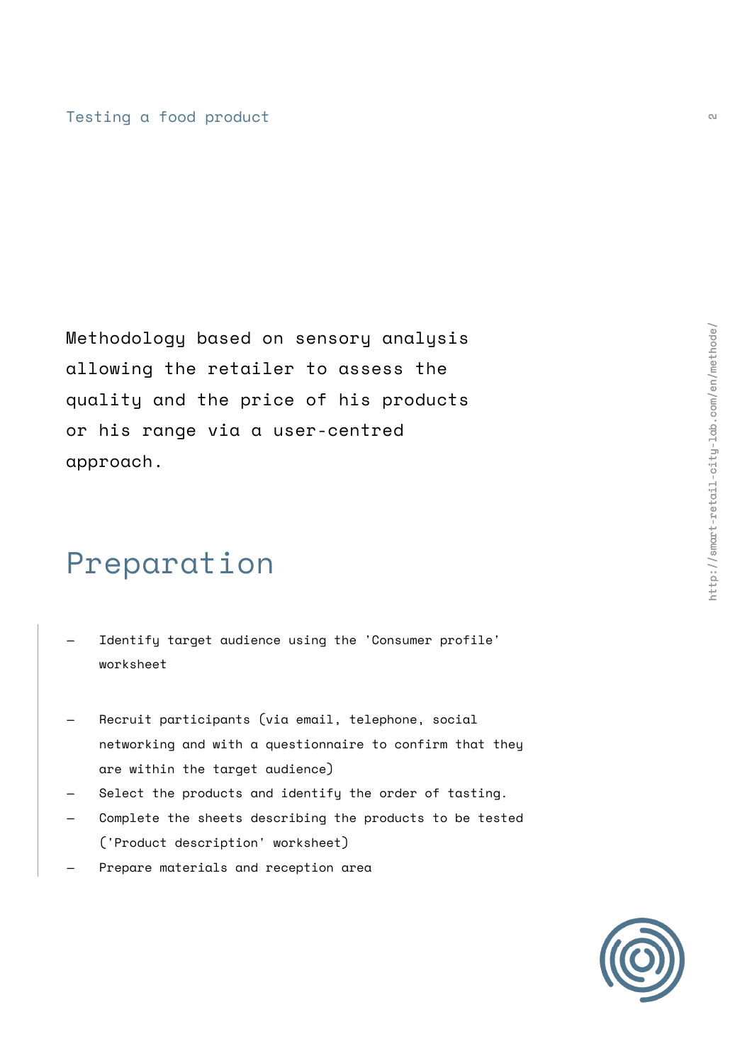Methodology based on sensory analysis allowing the retailer to assess the quality and the price of his products or his range via a user-centred approach.

# Preparation

- Identify target audience using the 'Consumer profile' worksheet
- Recruit participants (via email, telephone, social networking and with a questionnaire to confirm that they are within the target audience)
- Select the products and identify the order of tasting.
- Complete the sheets describing the products to be tested ('Product description' worksheet)
- Prepare materials and reception area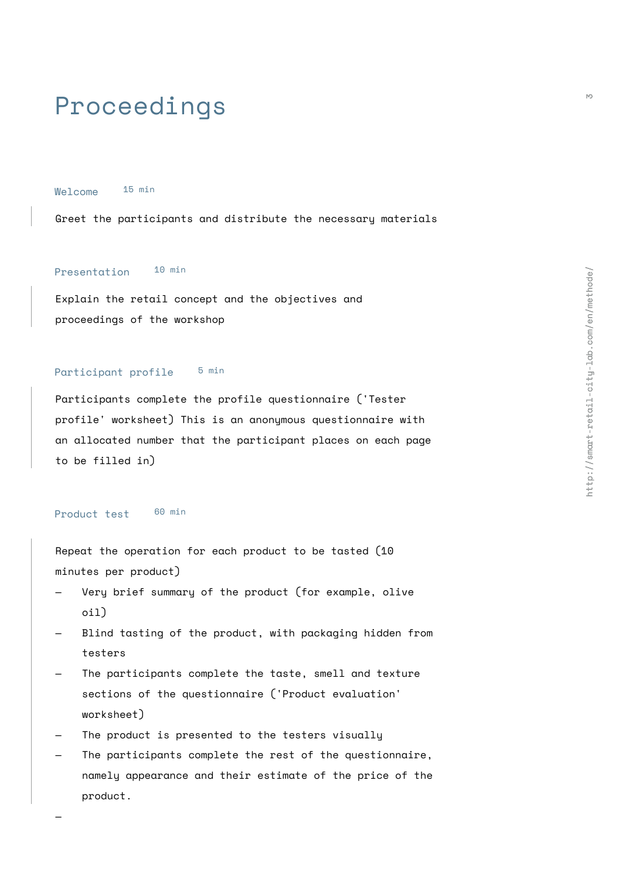# Proceedings

### Welcome 15 min

Greet the participants and distribute the necessary materials

### Presentation 10 min

Explain the retail concept and the objectives and proceedings of the workshop

### Participant profile 5 min

Participants complete the profile questionnaire ('Tester profile' worksheet) This is an anonymous questionnaire with an allocated number that the participant places on each page to be filled in)

### Product test 60 min

Repeat the operation for each product to be tasted (10 minutes per product)

- Very brief summary of the product (for example, olive oil)
- Blind tasting of the product, with packaging hidden from testers
- The participants complete the taste, smell and texture sections of the questionnaire ('Product evaluation' worksheet)
- The product is presented to the testers visually
- The participants complete the rest of the questionnaire, namely appearance and their estimate of the price of the product.
-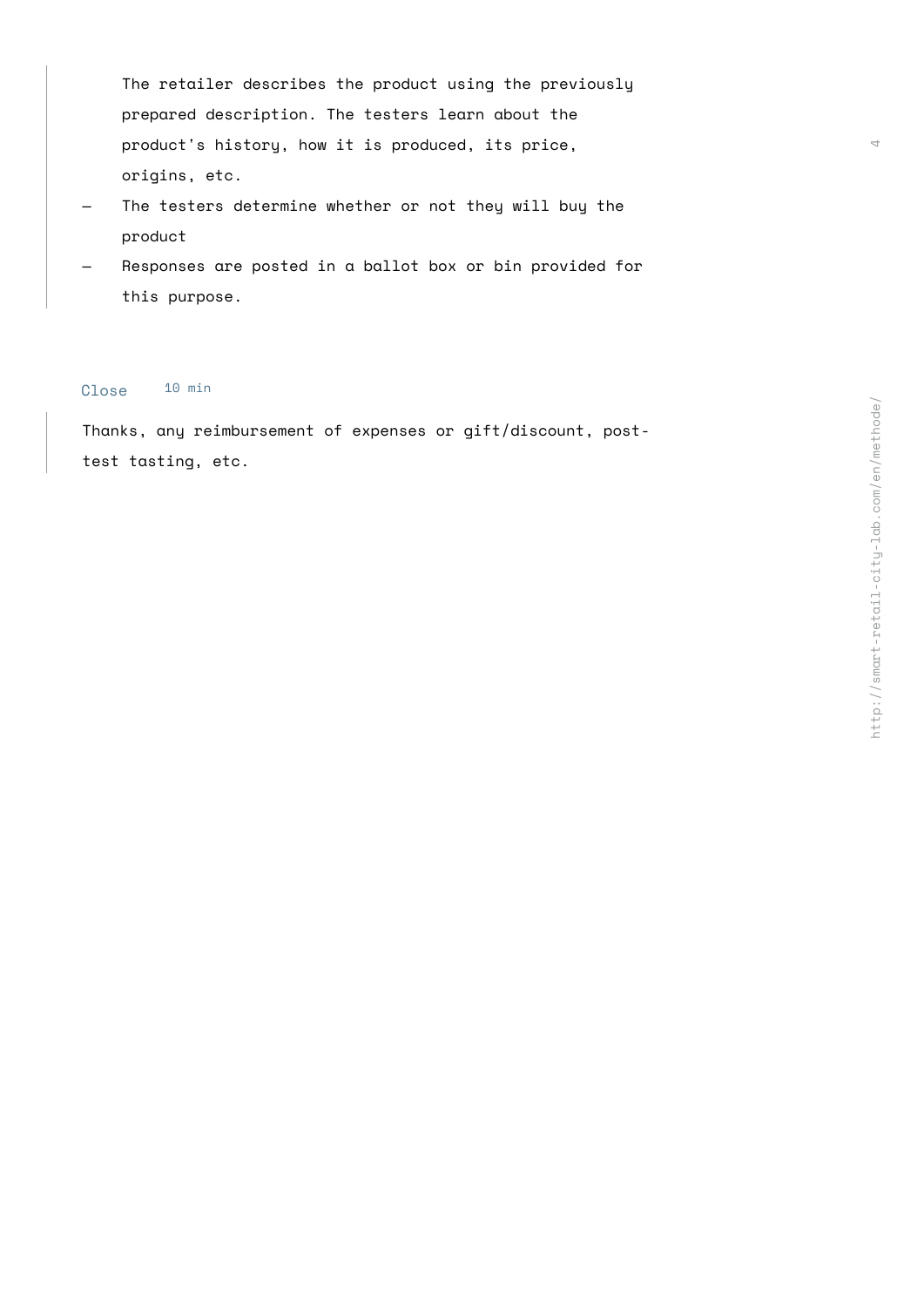The retailer describes the product using the previously prepared description. The testers learn about the product's history, how it is produced, its price, origins, etc.

- The testers determine whether or not they will buy the product
- Responses are posted in a ballot box or bin provided for this purpose.

Close 10 min

Thanks, any reimbursement of expenses or gift/discount, post-test tasting, etc.